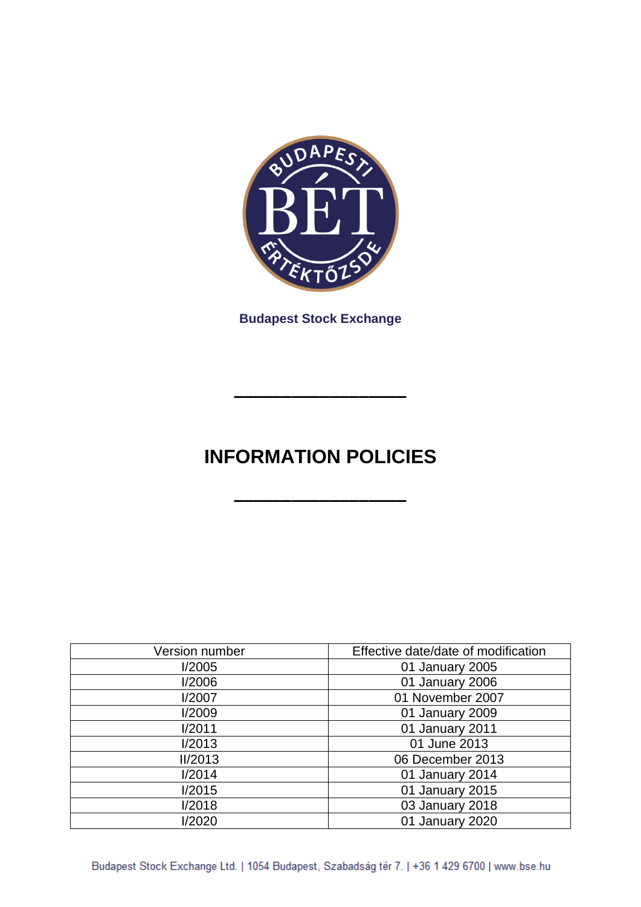Budapest Stock Exchange

# INFORMATION POLICIES

| Version number | Effective date/date of modification |
| --- | --- |
| I/2005 | 01 January 2005 |
| I/2006 | 01 January 2006 |
| I/2007 | 01 November 2007 |
| I/2009 | 01 January 2009 |
| I/2011 | 01 January 2011 |
| I/2013 | 01 June 2013 |
| II/2013 | 06 December 2013 |
| I/2014 | 01 January 2014 |
| I/2015 | 01 January 2015 |
| I/2018 | 03 January 2018 |
| I/2020 | 01 January 2020 |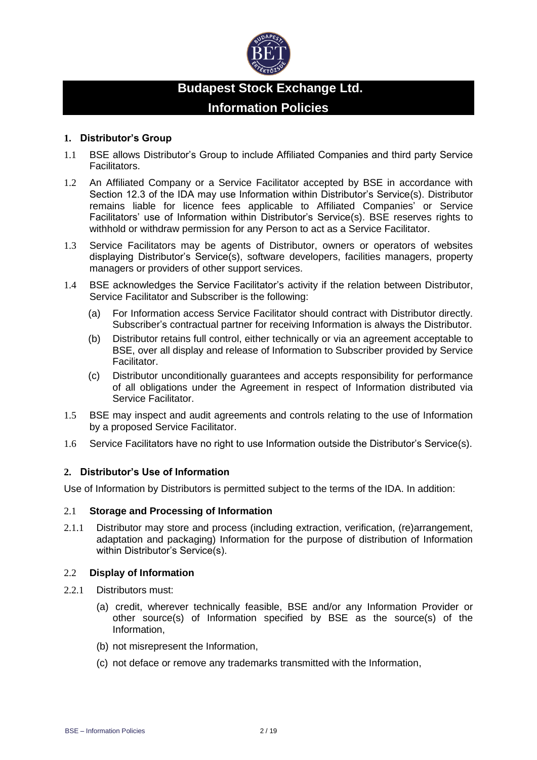# Budapest Stock Exchange Ltd.

# Information Policies

## 1. Distributor's Group

1.1 BSE allows Distributor's Group to include Affiliated Companies and third party Service Facilitators.

1.2 An Affiliated Company or a Service Facilitator accepted by BSE in accordance with Section 12.3 of the IDA may use Information within Distributor's Service(s). Distributor remains liable for licence fees applicable to Affiliated Companies' or Service Facilitators' use of Information within Distributor's Service(s). BSE reserves rights to withhold or withdraw permission for any Person to act as a Service Facilitator.

1.3 Service Facilitators may be agents of Distributor, owners or operators of websites displaying Distributor's Service(s), software developers, facilities managers, property managers or providers of other support services.

1.4 BSE acknowledges the Service Facilitator's activity if the relation between Distributor, Service Facilitator and Subscriber is the following:

(a) For Information access Service Facilitator should contract with Distributor directly. Subscriber's contractual partner for receiving Information is always the Distributor.

(b) Distributor retains full control, either technically or via an agreement acceptable to BSE, over all display and release of Information to Subscriber provided by Service Facilitator.

(c) Distributor unconditionally guarantees and accepts responsibility for performance of all obligations under the Agreement in respect of Information distributed via Service Facilitator.

1.5 BSE may inspect and audit agreements and controls relating to the use of Information by a proposed Service Facilitator.

1.6 Service Facilitators have no right to use Information outside the Distributor's Service(s).

## 2. Distributor's Use of Information

Use of Information by Distributors is permitted subject to the terms of the IDA. In addition:

### 2.1 Storage and Processing of Information

2.1.1 Distributor may store and process (including extraction, verification, (re)arrangement, adaptation and packaging) Information for the purpose of distribution of Information within Distributor's Service(s).

### 2.2 Display of Information

2.2.1 Distributors must:

(a) credit, wherever technically feasible, BSE and/or any Information Provider or other source(s) of Information specified by BSE as the source(s) of the Information,

(b) not misrepresent the Information,

(c) not deface or remove any trademarks transmitted with the Information,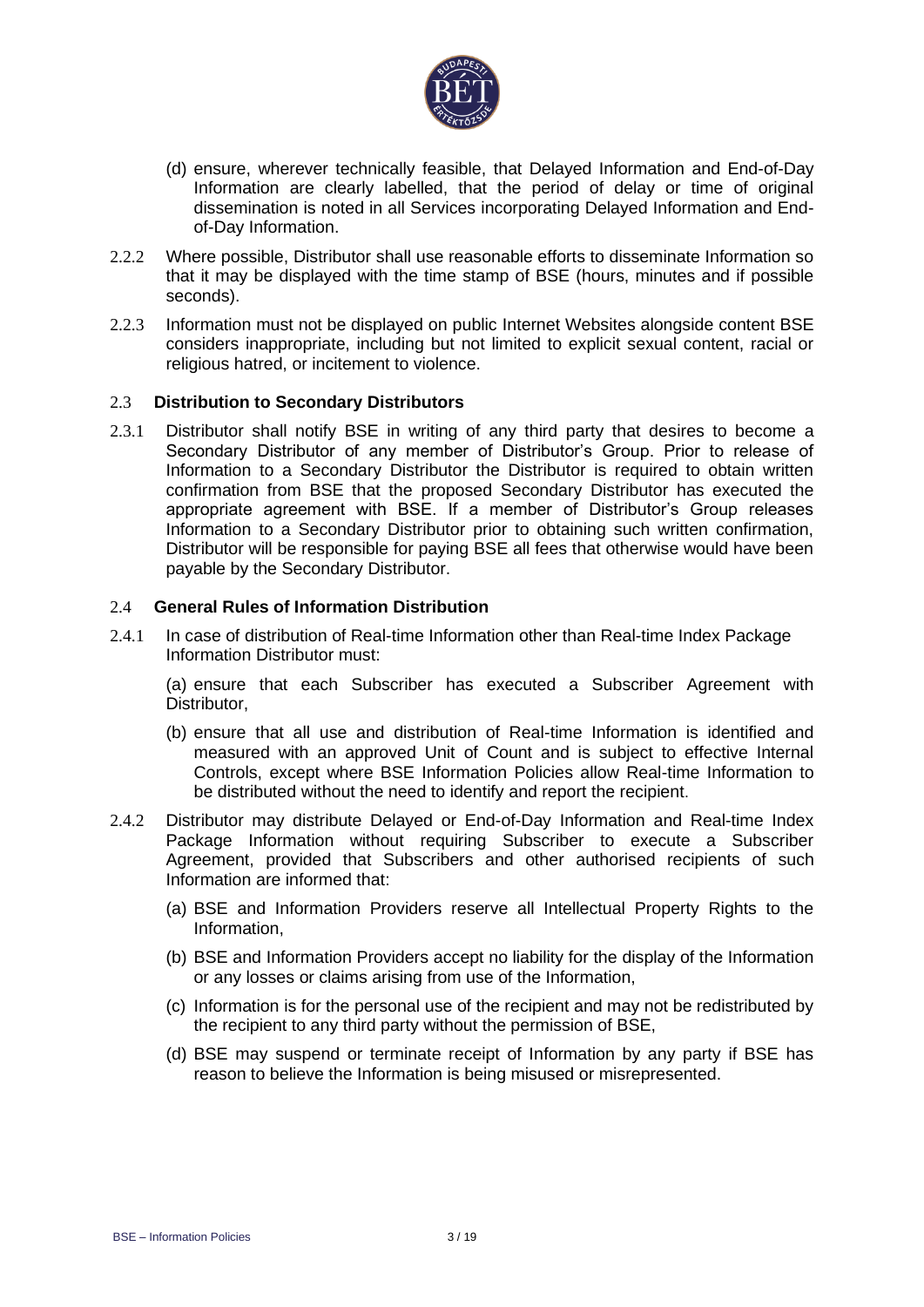(d) ensure, wherever technically feasible, that Delayed Information and End-of-Day Information are clearly labelled, that the period of delay or time of original dissemination is noted in all Services incorporating Delayed Information and End-of-Day Information.

2.2.2 Where possible, Distributor shall use reasonable efforts to disseminate Information so that it may be displayed with the time stamp of BSE (hours, minutes and if possible seconds).

2.2.3 Information must not be displayed on public Internet Websites alongside content BSE considers inappropriate, including but not limited to explicit sexual content, racial or religious hatred, or incitement to violence.

### 2.3 Distribution to Secondary Distributors

2.3.1 Distributor shall notify BSE in writing of any third party that desires to become a Secondary Distributor of any member of Distributor's Group. Prior to release of Information to a Secondary Distributor the Distributor is required to obtain written confirmation from BSE that the proposed Secondary Distributor has executed the appropriate agreement with BSE. If a member of Distributor's Group releases Information to a Secondary Distributor prior to obtaining such written confirmation, Distributor will be responsible for paying BSE all fees that otherwise would have been payable by the Secondary Distributor.

### 2.4 General Rules of Information Distribution

2.4.1 In case of distribution of Real-time Information other than Real-time Index Package Information Distributor must:

(a) ensure that each Subscriber has executed a Subscriber Agreement with Distributor,

(b) ensure that all use and distribution of Real-time Information is identified and measured with an approved Unit of Count and is subject to effective Internal Controls, except where BSE Information Policies allow Real-time Information to be distributed without the need to identify and report the recipient.

2.4.2 Distributor may distribute Delayed or End-of-Day Information and Real-time Index Package Information without requiring Subscriber to execute a Subscriber Agreement, provided that Subscribers and other authorised recipients of such Information are informed that:

(a) BSE and Information Providers reserve all Intellectual Property Rights to the Information,

(b) BSE and Information Providers accept no liability for the display of the Information or any losses or claims arising from use of the Information,

(c) Information is for the personal use of the recipient and may not be redistributed by the recipient to any third party without the permission of BSE,

(d) BSE may suspend or terminate receipt of Information by any party if BSE has reason to believe the Information is being misused or misrepresented.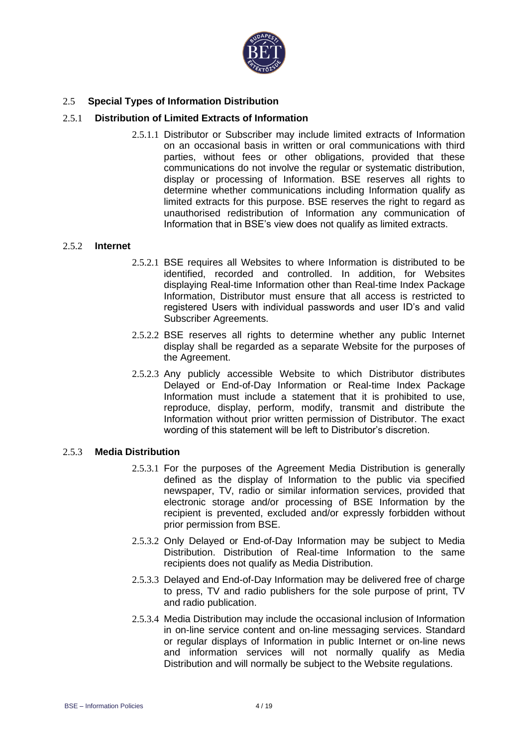## 2.5 Special Types of Information Distribution

### 2.5.1 Distribution of Limited Extracts of Information

2.5.1.1 Distributor or Subscriber may include limited extracts of Information on an occasional basis in written or oral communications with third parties, without fees or other obligations, provided that these communications do not involve the regular or systematic distribution, display or processing of Information. BSE reserves all rights to determine whether communications including Information qualify as limited extracts for this purpose. BSE reserves the right to regard as unauthorised redistribution of Information any communication of Information that in BSE's view does not qualify as limited extracts.

### 2.5.2 Internet

2.5.2.1 BSE requires all Websites to where Information is distributed to be identified, recorded and controlled. In addition, for Websites displaying Real-time Information other than Real-time Index Package Information, Distributor must ensure that all access is restricted to registered Users with individual passwords and user ID's and valid Subscriber Agreements.

2.5.2.2 BSE reserves all rights to determine whether any public Internet display shall be regarded as a separate Website for the purposes of the Agreement.

2.5.2.3 Any publicly accessible Website to which Distributor distributes Delayed or End-of-Day Information or Real-time Index Package Information must include a statement that it is prohibited to use, reproduce, display, perform, modify, transmit and distribute the Information without prior written permission of Distributor. The exact wording of this statement will be left to Distributor's discretion.

### 2.5.3 Media Distribution

2.5.3.1 For the purposes of the Agreement Media Distribution is generally defined as the display of Information to the public via specified newspaper, TV, radio or similar information services, provided that electronic storage and/or processing of BSE Information by the recipient is prevented, excluded and/or expressly forbidden without prior permission from BSE.

2.5.3.2 Only Delayed or End-of-Day Information may be subject to Media Distribution. Distribution of Real-time Information to the same recipients does not qualify as Media Distribution.

2.5.3.3 Delayed and End-of-Day Information may be delivered free of charge to press, TV and radio publishers for the sole purpose of print, TV and radio publication.

2.5.3.4 Media Distribution may include the occasional inclusion of Information in on-line service content and on-line messaging services. Standard or regular displays of Information in public Internet or on-line news and information services will not normally qualify as Media Distribution and will normally be subject to the Website regulations.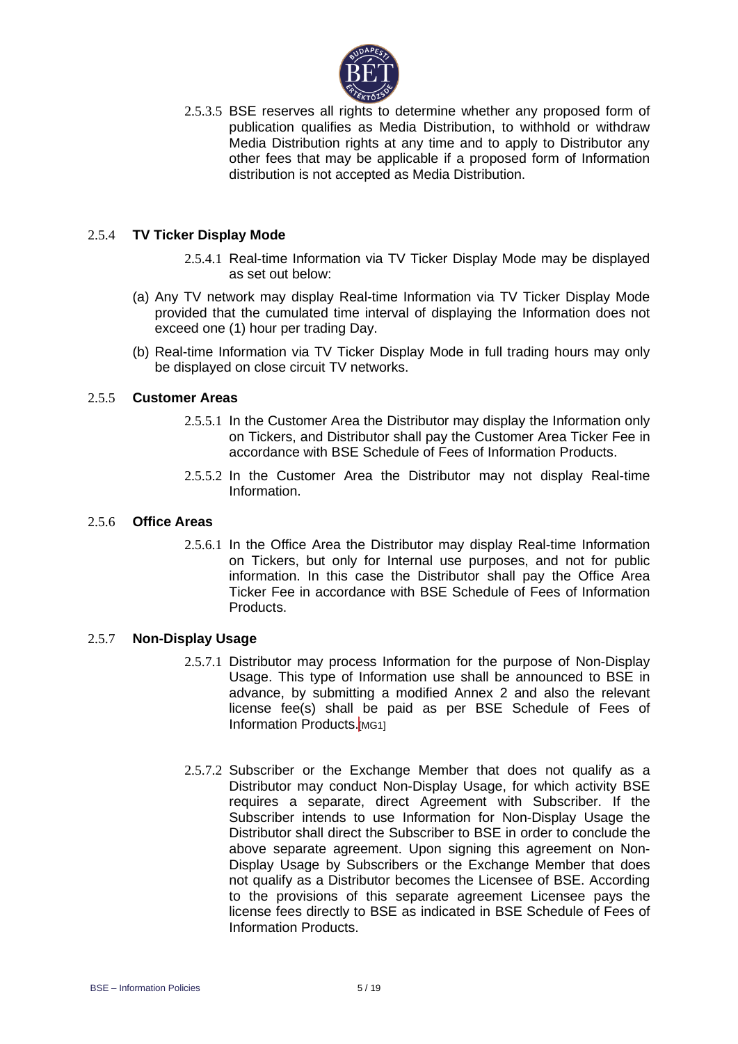2.5.3.5 BSE reserves all rights to determine whether any proposed form of publication qualifies as Media Distribution, to withhold or withdraw Media Distribution rights at any time and to apply to Distributor any other fees that may be applicable if a proposed form of Information distribution is not accepted as Media Distribution.

### 2.5.4 TV Ticker Display Mode

2.5.4.1 Real-time Information via TV Ticker Display Mode may be displayed as set out below:

(a) Any TV network may display Real-time Information via TV Ticker Display Mode provided that the cumulated time interval of displaying the Information does not exceed one (1) hour per trading Day.

(b) Real-time Information via TV Ticker Display Mode in full trading hours may only be displayed on close circuit TV networks.

### 2.5.5 Customer Areas

2.5.5.1 In the Customer Area the Distributor may display the Information only on Tickers, and Distributor shall pay the Customer Area Ticker Fee in accordance with BSE Schedule of Fees of Information Products.

2.5.5.2 In the Customer Area the Distributor may not display Real-time Information.

### 2.5.6 Office Areas

2.5.6.1 In the Office Area the Distributor may display Real-time Information on Tickers, but only for Internal use purposes, and not for public information. In this case the Distributor shall pay the Office Area Ticker Fee in accordance with BSE Schedule of Fees of Information Products.

### 2.5.7 Non-Display Usage

2.5.7.1 Distributor may process Information for the purpose of Non-Display Usage. This type of Information use shall be announced to BSE in advance, by submitting a modified Annex 2 and also the relevant license fee(s) shall be paid as per BSE Schedule of Fees of Information Products.[MG1]

2.5.7.2 Subscriber or the Exchange Member that does not qualify as a Distributor may conduct Non-Display Usage, for which activity BSE requires a separate, direct Agreement with Subscriber. If the Subscriber intends to use Information for Non-Display Usage the Distributor shall direct the Subscriber to BSE in order to conclude the above separate agreement. Upon signing this agreement on Non-Display Usage by Subscribers or the Exchange Member that does not qualify as a Distributor becomes the Licensee of BSE. According to the provisions of this separate agreement Licensee pays the license fees directly to BSE as indicated in BSE Schedule of Fees of Information Products.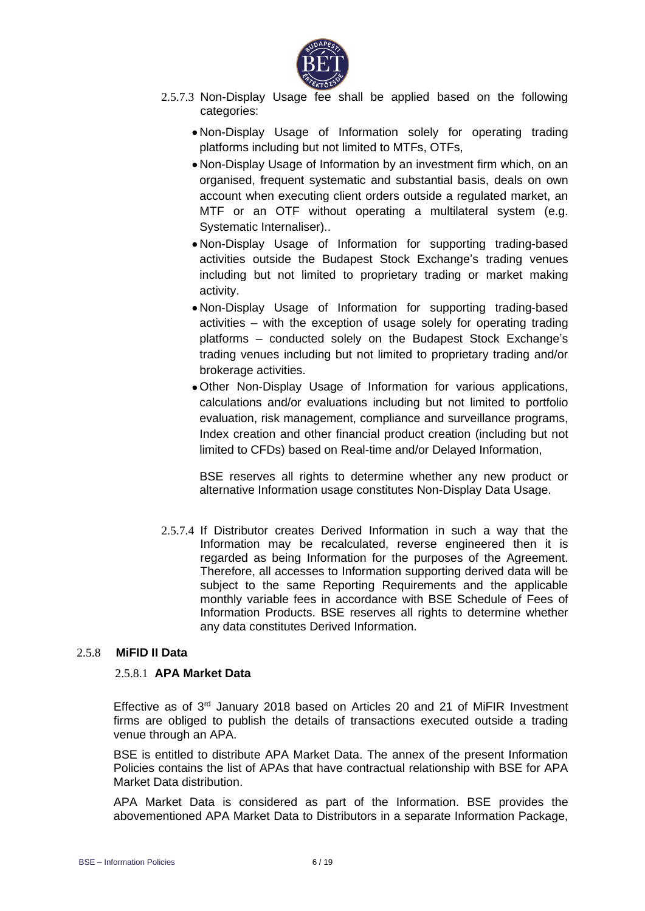2.5.7.3 Non-Display Usage fee shall be applied based on the following categories:

- Non-Display Usage of Information solely for operating trading platforms including but not limited to MTFs, OTFs,
- Non-Display Usage of Information by an investment firm which, on an organised, frequent systematic and substantial basis, deals on own account when executing client orders outside a regulated market, an MTF or an OTF without operating a multilateral system (e.g. Systematic Internaliser)..
- Non-Display Usage of Information for supporting trading-based activities outside the Budapest Stock Exchange's trading venues including but not limited to proprietary trading or market making activity.
- Non-Display Usage of Information for supporting trading-based activities – with the exception of usage solely for operating trading platforms – conducted solely on the Budapest Stock Exchange's trading venues including but not limited to proprietary trading and/or brokerage activities.
- Other Non-Display Usage of Information for various applications, calculations and/or evaluations including but not limited to portfolio evaluation, risk management, compliance and surveillance programs, Index creation and other financial product creation (including but not limited to CFDs) based on Real-time and/or Delayed Information,

BSE reserves all rights to determine whether any new product or alternative Information usage constitutes Non-Display Data Usage.

2.5.7.4 If Distributor creates Derived Information in such a way that the Information may be recalculated, reverse engineered then it is regarded as being Information for the purposes of the Agreement. Therefore, all accesses to Information supporting derived data will be subject to the same Reporting Requirements and the applicable monthly variable fees in accordance with BSE Schedule of Fees of Information Products. BSE reserves all rights to determine whether any data constitutes Derived Information.

### 2.5.8 MiFID II Data

#### 2.5.8.1 APA Market Data

Effective as of 3rd January 2018 based on Articles 20 and 21 of MiFIR Investment firms are obliged to publish the details of transactions executed outside a trading venue through an APA.

BSE is entitled to distribute APA Market Data. The annex of the present Information Policies contains the list of APAs that have contractual relationship with BSE for APA Market Data distribution.

APA Market Data is considered as part of the Information. BSE provides the abovementioned APA Market Data to Distributors in a separate Information Package,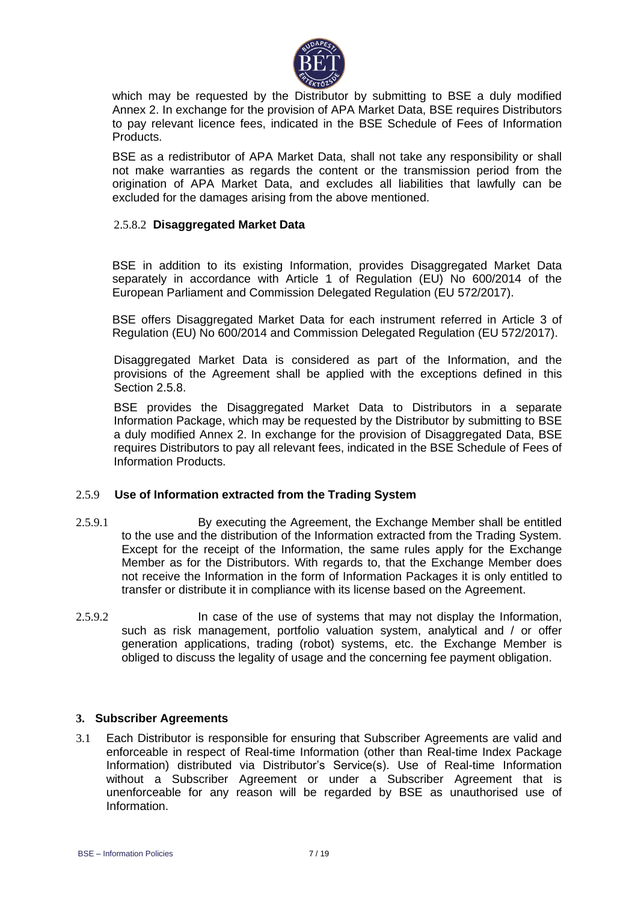which may be requested by the Distributor by submitting to BSE a duly modified Annex 2. In exchange for the provision of APA Market Data, BSE requires Distributors to pay relevant licence fees, indicated in the BSE Schedule of Fees of Information Products.

BSE as a redistributor of APA Market Data, shall not take any responsibility or shall not make warranties as regards the content or the transmission period from the origination of APA Market Data, and excludes all liabilities that lawfully can be excluded for the damages arising from the above mentioned.

#### 2.5.8.2 **Disaggregated Market Data**

BSE in addition to its existing Information, provides Disaggregated Market Data separately in accordance with Article 1 of Regulation (EU) No 600/2014 of the European Parliament and Commission Delegated Regulation (EU 572/2017).

BSE offers Disaggregated Market Data for each instrument referred in Article 3 of Regulation (EU) No 600/2014 and Commission Delegated Regulation (EU 572/2017).

Disaggregated Market Data is considered as part of the Information, and the provisions of the Agreement shall be applied with the exceptions defined in this Section 2.5.8.

BSE provides the Disaggregated Market Data to Distributors in a separate Information Package, which may be requested by the Distributor by submitting to BSE a duly modified Annex 2. In exchange for the provision of Disaggregated Data, BSE requires Distributors to pay all relevant fees, indicated in the BSE Schedule of Fees of Information Products.

### 2.5.9 **Use of Information extracted from the Trading System**

2.5.9.1 By executing the Agreement, the Exchange Member shall be entitled to the use and the distribution of the Information extracted from the Trading System. Except for the receipt of the Information, the same rules apply for the Exchange Member as for the Distributors. With regards to, that the Exchange Member does not receive the Information in the form of Information Packages it is only entitled to transfer or distribute it in compliance with its license based on the Agreement.

2.5.9.2 In case of the use of systems that may not display the Information, such as risk management, portfolio valuation system, analytical and / or offer generation applications, trading (robot) systems, etc. the Exchange Member is obliged to discuss the legality of usage and the concerning fee payment obligation.

## 3. **Subscriber Agreements**

3.1 Each Distributor is responsible for ensuring that Subscriber Agreements are valid and enforceable in respect of Real-time Information (other than Real-time Index Package Information) distributed via Distributor's Service(s). Use of Real-time Information without a Subscriber Agreement or under a Subscriber Agreement that is unenforceable for any reason will be regarded by BSE as unauthorised use of Information.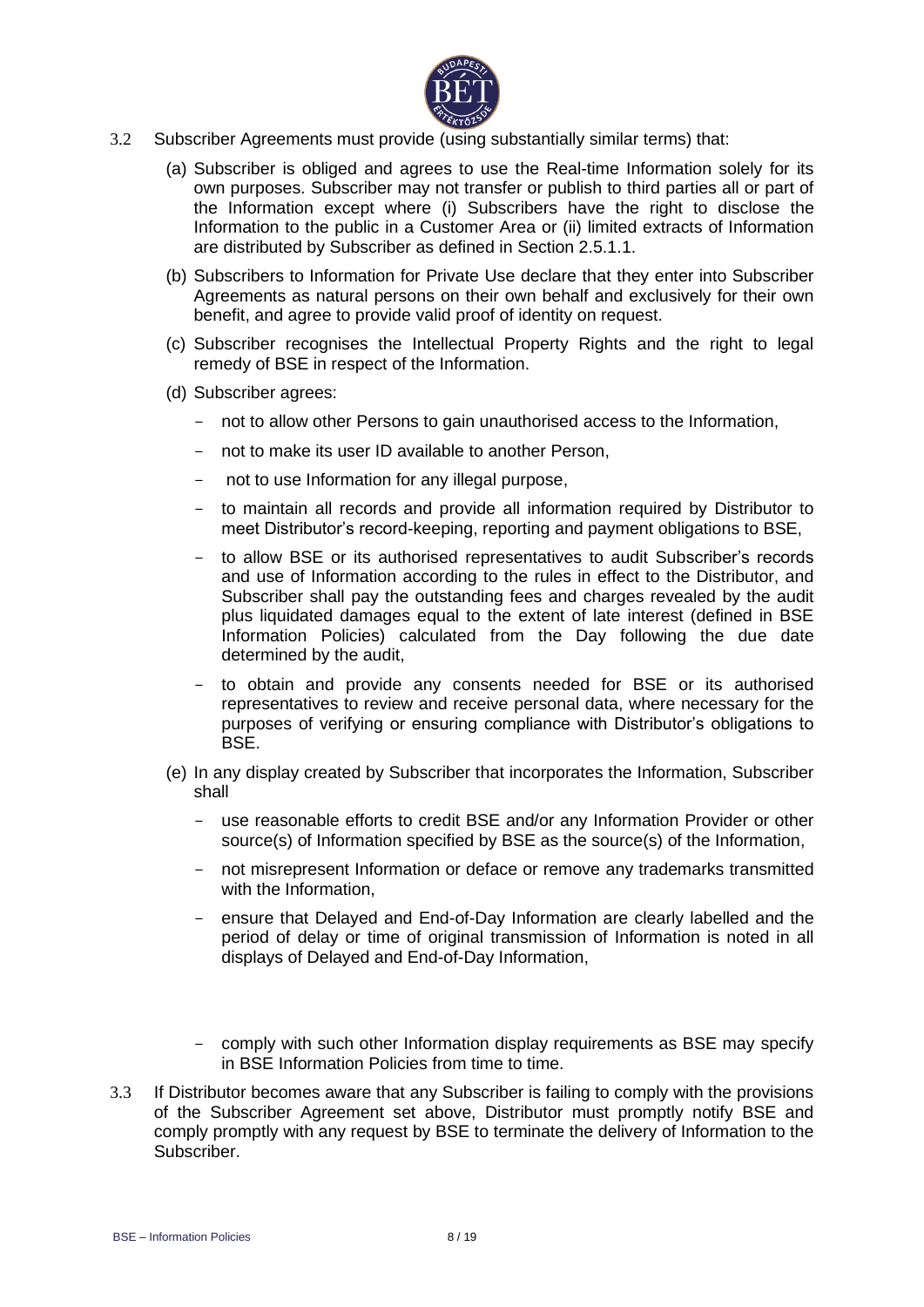3.2 Subscriber Agreements must provide (using substantially similar terms) that:

(a) Subscriber is obliged and agrees to use the Real-time Information solely for its own purposes. Subscriber may not transfer or publish to third parties all or part of the Information except where (i) Subscribers have the right to disclose the Information to the public in a Customer Area or (ii) limited extracts of Information are distributed by Subscriber as defined in Section 2.5.1.1.

(b) Subscribers to Information for Private Use declare that they enter into Subscriber Agreements as natural persons on their own behalf and exclusively for their own benefit, and agree to provide valid proof of identity on request.

(c) Subscriber recognises the Intellectual Property Rights and the right to legal remedy of BSE in respect of the Information.

(d) Subscriber agrees:

- not to allow other Persons to gain unauthorised access to the Information,
- not to make its user ID available to another Person,
- not to use Information for any illegal purpose,
- to maintain all records and provide all information required by Distributor to meet Distributor's record-keeping, reporting and payment obligations to BSE,
- to allow BSE or its authorised representatives to audit Subscriber's records and use of Information according to the rules in effect to the Distributor, and Subscriber shall pay the outstanding fees and charges revealed by the audit plus liquidated damages equal to the extent of late interest (defined in BSE Information Policies) calculated from the Day following the due date determined by the audit,
- to obtain and provide any consents needed for BSE or its authorised representatives to review and receive personal data, where necessary for the purposes of verifying or ensuring compliance with Distributor's obligations to BSE.

(e) In any display created by Subscriber that incorporates the Information, Subscriber shall

- use reasonable efforts to credit BSE and/or any Information Provider or other source(s) of Information specified by BSE as the source(s) of the Information,
- not misrepresent Information or deface or remove any trademarks transmitted with the Information,
- ensure that Delayed and End-of-Day Information are clearly labelled and the period of delay or time of original transmission of Information is noted in all displays of Delayed and End-of-Day Information,
- comply with such other Information display requirements as BSE may specify in BSE Information Policies from time to time.

3.3 If Distributor becomes aware that any Subscriber is failing to comply with the provisions of the Subscriber Agreement set above, Distributor must promptly notify BSE and comply promptly with any request by BSE to terminate the delivery of Information to the Subscriber.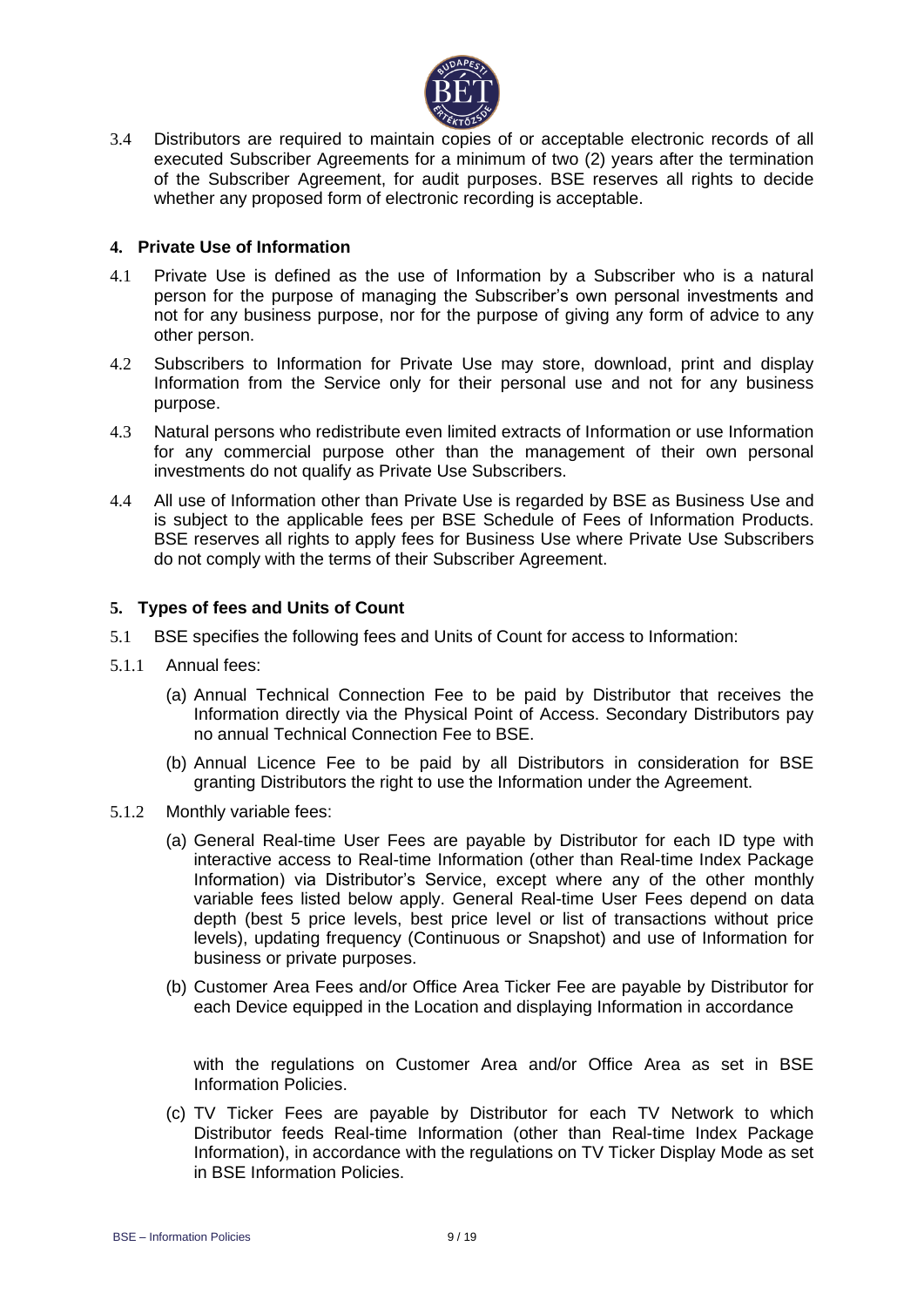3.4 Distributors are required to maintain copies of or acceptable electronic records of all executed Subscriber Agreements for a minimum of two (2) years after the termination of the Subscriber Agreement, for audit purposes. BSE reserves all rights to decide whether any proposed form of electronic recording is acceptable.

## 4. Private Use of Information

4.1 Private Use is defined as the use of Information by a Subscriber who is a natural person for the purpose of managing the Subscriber's own personal investments and not for any business purpose, nor for the purpose of giving any form of advice to any other person.

4.2 Subscribers to Information for Private Use may store, download, print and display Information from the Service only for their personal use and not for any business purpose.

4.3 Natural persons who redistribute even limited extracts of Information or use Information for any commercial purpose other than the management of their own personal investments do not qualify as Private Use Subscribers.

4.4 All use of Information other than Private Use is regarded by BSE as Business Use and is subject to the applicable fees per BSE Schedule of Fees of Information Products. BSE reserves all rights to apply fees for Business Use where Private Use Subscribers do not comply with the terms of their Subscriber Agreement.

## 5. Types of fees and Units of Count

5.1 BSE specifies the following fees and Units of Count for access to Information:

5.1.1 Annual fees:

(a) Annual Technical Connection Fee to be paid by Distributor that receives the Information directly via the Physical Point of Access. Secondary Distributors pay no annual Technical Connection Fee to BSE.

(b) Annual Licence Fee to be paid by all Distributors in consideration for BSE granting Distributors the right to use the Information under the Agreement.

5.1.2 Monthly variable fees:

(a) General Real-time User Fees are payable by Distributor for each ID type with interactive access to Real-time Information (other than Real-time Index Package Information) via Distributor's Service, except where any of the other monthly variable fees listed below apply. General Real-time User Fees depend on data depth (best 5 price levels, best price level or list of transactions without price levels), updating frequency (Continuous or Snapshot) and use of Information for business or private purposes.

(b) Customer Area Fees and/or Office Area Ticker Fee are payable by Distributor for each Device equipped in the Location and displaying Information in accordance with the regulations on Customer Area and/or Office Area as set in BSE Information Policies.

(c) TV Ticker Fees are payable by Distributor for each TV Network to which Distributor feeds Real-time Information (other than Real-time Index Package Information), in accordance with the regulations on TV Ticker Display Mode as set in BSE Information Policies.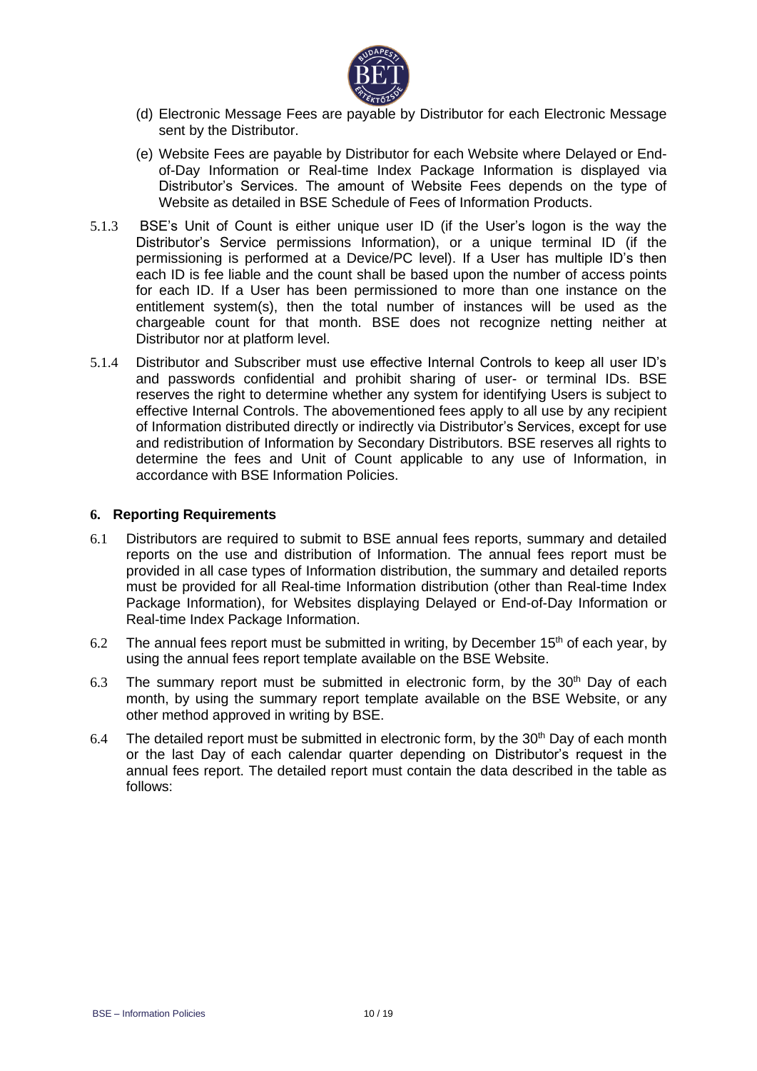(d) Electronic Message Fees are payable by Distributor for each Electronic Message sent by the Distributor.

(e) Website Fees are payable by Distributor for each Website where Delayed or End-of-Day Information or Real-time Index Package Information is displayed via Distributor's Services. The amount of Website Fees depends on the type of Website as detailed in BSE Schedule of Fees of Information Products.

5.1.3 BSE's Unit of Count is either unique user ID (if the User's logon is the way the Distributor's Service permissions Information), or a unique terminal ID (if the permissioning is performed at a Device/PC level). If a User has multiple ID's then each ID is fee liable and the count shall be based upon the number of access points for each ID. If a User has been permissioned to more than one instance on the entitlement system(s), then the total number of instances will be used as the chargeable count for that month. BSE does not recognize netting neither at Distributor nor at platform level.

5.1.4 Distributor and Subscriber must use effective Internal Controls to keep all user ID's and passwords confidential and prohibit sharing of user- or terminal IDs. BSE reserves the right to determine whether any system for identifying Users is subject to effective Internal Controls. The abovementioned fees apply to all use by any recipient of Information distributed directly or indirectly via Distributor's Services, except for use and redistribution of Information by Secondary Distributors. BSE reserves all rights to determine the fees and Unit of Count applicable to any use of Information, in accordance with BSE Information Policies.

## 6. Reporting Requirements

6.1 Distributors are required to submit to BSE annual fees reports, summary and detailed reports on the use and distribution of Information. The annual fees report must be provided in all case types of Information distribution, the summary and detailed reports must be provided for all Real-time Information distribution (other than Real-time Index Package Information), for Websites displaying Delayed or End-of-Day Information or Real-time Index Package Information.

6.2 The annual fees report must be submitted in writing, by December 15th of each year, by using the annual fees report template available on the BSE Website.

6.3 The summary report must be submitted in electronic form, by the 30th Day of each month, by using the summary report template available on the BSE Website, or any other method approved in writing by BSE.

6.4 The detailed report must be submitted in electronic form, by the 30th Day of each month or the last Day of each calendar quarter depending on Distributor's request in the annual fees report. The detailed report must contain the data described in the table as follows: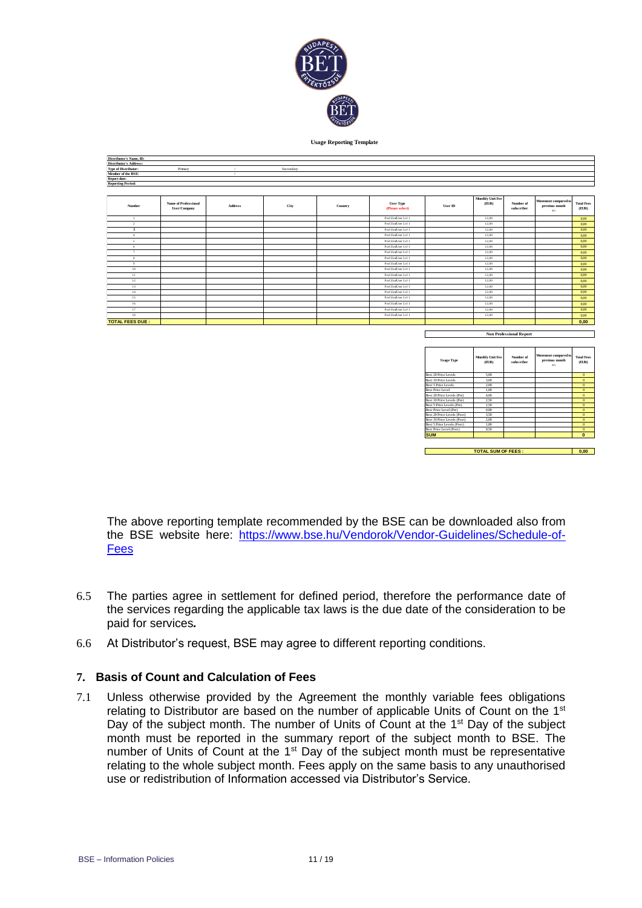**Usage Reporting Template**

| Distributor's Name, ID: | | | |
|---|---|---|---|
| Distributor's Address: | | | |
| Type of Distributor: | Primary | / | Secondary |
| Member of the BSE: | | / | |
| Report date: | | | |
| Reporting Period: | | | |

| Number | Name of Professional User/Company | Address | City | Country | User Type (Please select) | User ID | Monthly Unit Fee (EUR) | Number of subscriber | Movement compared to previous month +/- | Total Fees (EUR) |
|---|---|---|---|---|---|---|---|---|---|---|
| 1 | | | | | Prof.EndUser Lvl 1 | | 12,00 | | | 0,00 |
| 2 | | | | | Prof.EndUser Lvl 1 | | 12,00 | | | 0,00 |
| 3 | | | | | Prof.EndUser Lvl 1 | | 12,00 | | | 0,00 |
| 4 | | | | | Prof.EndUser Lvl 1 | | 12,00 | | | 0,00 |
| 5 | | | | | Prof.EndUser Lvl 1 | | 12,00 | | | 0,00 |
| 6 | | | | | Prof.EndUser Lvl 1 | | 12,00 | | | 0,00 |
| 7 | | | | | Prof.EndUser Lvl 1 | | 12,00 | | | 0,00 |
| 8 | | | | | Prof.EndUser Lvl 1 | | 12,00 | | | 0,00 |
| 9 | | | | | Prof.EndUser Lvl 1 | | 12,00 | | | 0,00 |
| 10 | | | | | Prof.EndUser Lvl 1 | | 12,00 | | | 0,00 |
| 11 | | | | | Prof.EndUser Lvl 1 | | 12,00 | | | 0,00 |
| 12 | | | | | Prof.EndUser Lvl 1 | | 12,00 | | | 0,00 |
| 13 | | | | | Prof.EndUser Lvl 1 | | 12,00 | | | 0,00 |
| 14 | | | | | Prof.EndUser Lvl 1 | | 12,00 | | | 0,00 |
| 15 | | | | | Prof.EndUser Lvl 1 | | 12,00 | | | 0,00 |
| 16 | | | | | Prof.EndUser Lvl 1 | | 12,00 | | | 0,00 |
| 17 | | | | | Prof.EndUser Lvl 1 | | 12,00 | | | 0,00 |
| 18 | | | | | Prof.EndUser Lvl 1 | | 12,00 | | | 0,00 |
| **TOTAL FEES DUE :** | | | | | | | | | | **0,00** |

**Non Professional Report**

| Usage Type | Monthly Unit Fee (EUR) | Number of subscriber | Movement compared to previous month +/- | Total Fees (EUR) |
|---|---|---|---|---|
| Best 20 Price Levels | 5,00 | | | 0 |
| Best 10 Price Levels | 3,00 | | | 0 |
| Best 5 Price Levels | 2,00 | | | 0 |
| Best Price Level | 1,00 | | | 0 |
| Best 20 Price Levels (Pre) | 4,00 | | | 0 |
| Best 10 Price Levels (Pre) | 2,50 | | | 0 |
| Best 5 Price Levels (Pre) | 1,50 | | | 0 |
| Best Price Level (Pre) | 0,80 | | | 0 |
| Best 20 Price Levels (Post) | 3,50 | | | 0 |
| Best 10 Price Levels (Post) | 2,00 | | | 0 |
| Best 5 Price Levels (Post) | 1,00 | | | 0 |
| Best Price Level (Post) | 0,50 | | | 0 |
| **SUM** | | | | **0** |

| **TOTAL SUM OF FEES :** | **0,00** |
|---|---|

The above reporting template recommended by the BSE can be downloaded also from the BSE website here: [https://www.bse.hu/Vendorok/Vendor-Guidelines/Schedule-of-Fees](https://www.bse.hu/Vendorok/Vendor-Guidelines/Schedule-of-Fees)

6.5 The parties agree in settlement for defined period, therefore the performance date of the services regarding the applicable tax laws is the due date of the consideration to be paid for services*.*

6.6 At Distributor's request, BSE may agree to different reporting conditions.

## 7. Basis of Count and Calculation of Fees

7.1 Unless otherwise provided by the Agreement the monthly variable fees obligations relating to Distributor are based on the number of applicable Units of Count on the 1st Day of the subject month. The number of Units of Count at the 1st Day of the subject month must be reported in the summary report of the subject month to BSE. The number of Units of Count at the 1st Day of the subject month must be representative relating to the whole subject month. Fees apply on the same basis to any unauthorised use or redistribution of Information accessed via Distributor's Service.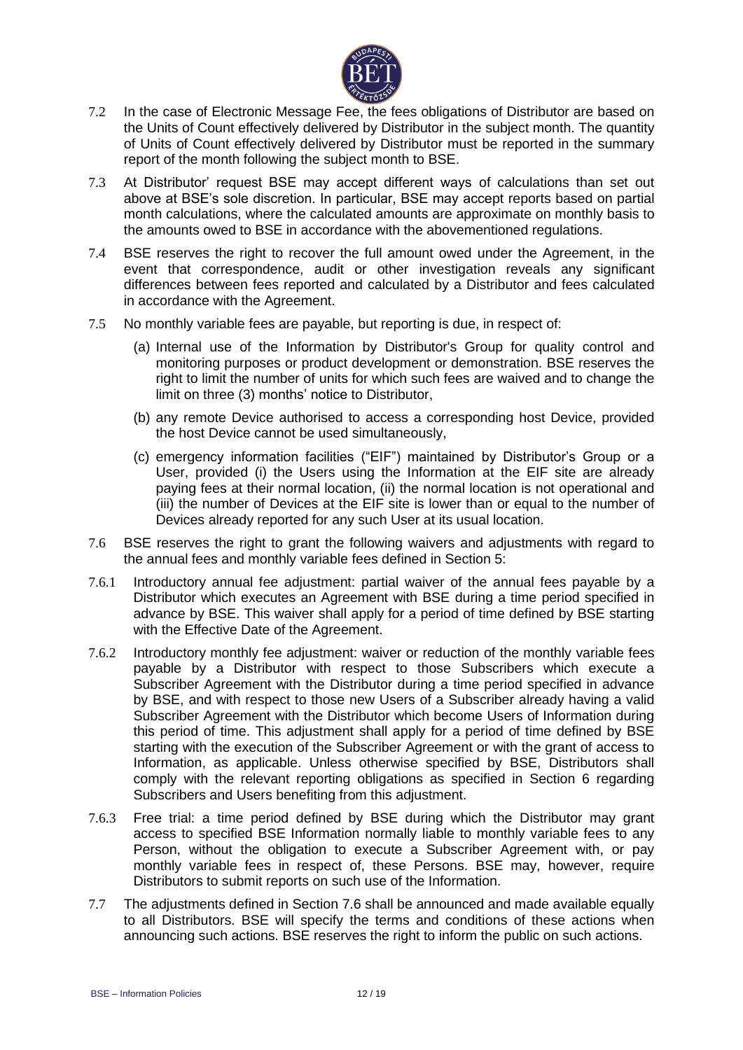7.2 In the case of Electronic Message Fee, the fees obligations of Distributor are based on the Units of Count effectively delivered by Distributor in the subject month. The quantity of Units of Count effectively delivered by Distributor must be reported in the summary report of the month following the subject month to BSE.

7.3 At Distributor' request BSE may accept different ways of calculations than set out above at BSE's sole discretion. In particular, BSE may accept reports based on partial month calculations, where the calculated amounts are approximate on monthly basis to the amounts owed to BSE in accordance with the abovementioned regulations.

7.4 BSE reserves the right to recover the full amount owed under the Agreement, in the event that correspondence, audit or other investigation reveals any significant differences between fees reported and calculated by a Distributor and fees calculated in accordance with the Agreement.

7.5 No monthly variable fees are payable, but reporting is due, in respect of:

(a) Internal use of the Information by Distributor's Group for quality control and monitoring purposes or product development or demonstration. BSE reserves the right to limit the number of units for which such fees are waived and to change the limit on three (3) months' notice to Distributor,

(b) any remote Device authorised to access a corresponding host Device, provided the host Device cannot be used simultaneously,

(c) emergency information facilities ("EIF") maintained by Distributor's Group or a User, provided (i) the Users using the Information at the EIF site are already paying fees at their normal location, (ii) the normal location is not operational and (iii) the number of Devices at the EIF site is lower than or equal to the number of Devices already reported for any such User at its usual location.

7.6 BSE reserves the right to grant the following waivers and adjustments with regard to the annual fees and monthly variable fees defined in Section 5:

7.6.1 Introductory annual fee adjustment: partial waiver of the annual fees payable by a Distributor which executes an Agreement with BSE during a time period specified in advance by BSE. This waiver shall apply for a period of time defined by BSE starting with the Effective Date of the Agreement.

7.6.2 Introductory monthly fee adjustment: waiver or reduction of the monthly variable fees payable by a Distributor with respect to those Subscribers which execute a Subscriber Agreement with the Distributor during a time period specified in advance by BSE, and with respect to those new Users of a Subscriber already having a valid Subscriber Agreement with the Distributor which become Users of Information during this period of time. This adjustment shall apply for a period of time defined by BSE starting with the execution of the Subscriber Agreement or with the grant of access to Information, as applicable. Unless otherwise specified by BSE, Distributors shall comply with the relevant reporting obligations as specified in Section 6 regarding Subscribers and Users benefiting from this adjustment.

7.6.3 Free trial: a time period defined by BSE during which the Distributor may grant access to specified BSE Information normally liable to monthly variable fees to any Person, without the obligation to execute a Subscriber Agreement with, or pay monthly variable fees in respect of, these Persons. BSE may, however, require Distributors to submit reports on such use of the Information.

7.7 The adjustments defined in Section 7.6 shall be announced and made available equally to all Distributors. BSE will specify the terms and conditions of these actions when announcing such actions. BSE reserves the right to inform the public on such actions.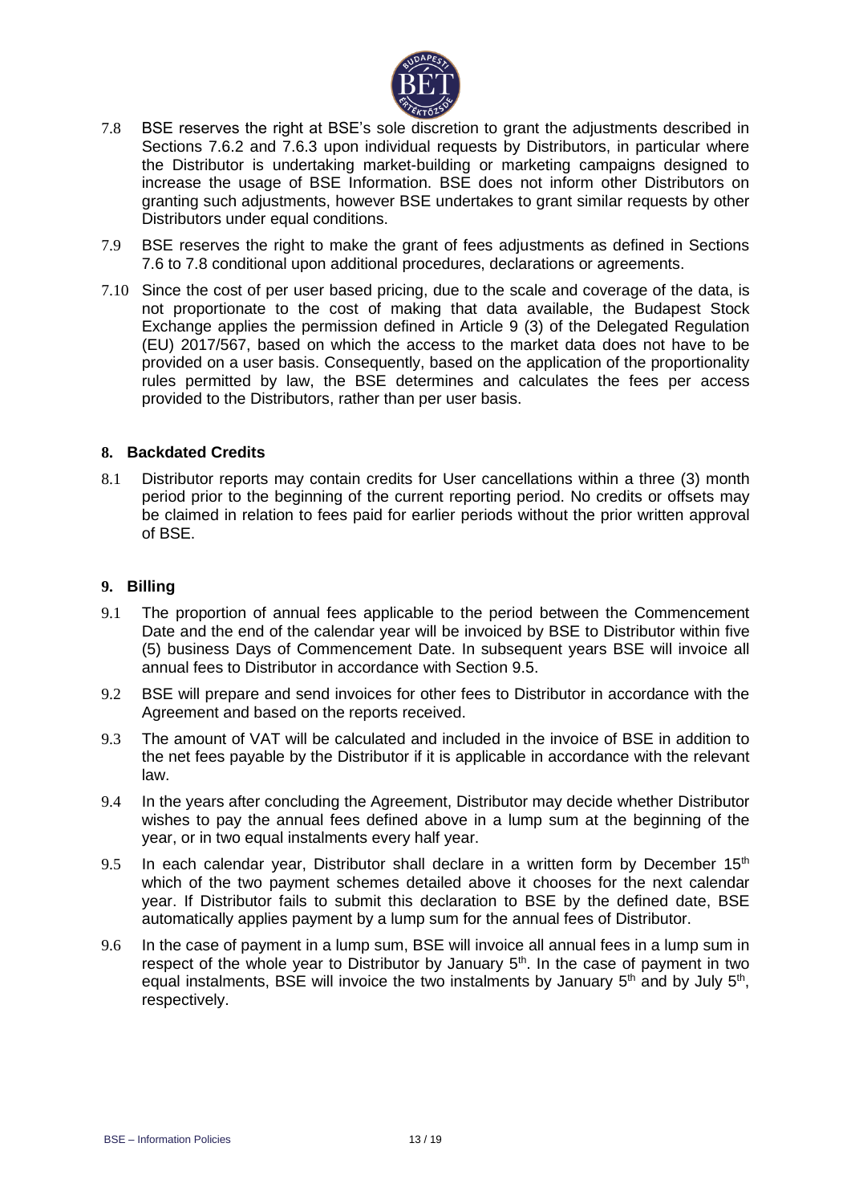7.8 BSE reserves the right at BSE's sole discretion to grant the adjustments described in Sections 7.6.2 and 7.6.3 upon individual requests by Distributors, in particular where the Distributor is undertaking market-building or marketing campaigns designed to increase the usage of BSE Information. BSE does not inform other Distributors on granting such adjustments, however BSE undertakes to grant similar requests by other Distributors under equal conditions.

7.9 BSE reserves the right to make the grant of fees adjustments as defined in Sections 7.6 to 7.8 conditional upon additional procedures, declarations or agreements.

7.10 Since the cost of per user based pricing, due to the scale and coverage of the data, is not proportionate to the cost of making that data available, the Budapest Stock Exchange applies the permission defined in Article 9 (3) of the Delegated Regulation (EU) 2017/567, based on which the access to the market data does not have to be provided on a user basis. Consequently, based on the application of the proportionality rules permitted by law, the BSE determines and calculates the fees per access provided to the Distributors, rather than per user basis.

## 8. Backdated Credits

8.1 Distributor reports may contain credits for User cancellations within a three (3) month period prior to the beginning of the current reporting period. No credits or offsets may be claimed in relation to fees paid for earlier periods without the prior written approval of BSE.

## 9. Billing

9.1 The proportion of annual fees applicable to the period between the Commencement Date and the end of the calendar year will be invoiced by BSE to Distributor within five (5) business Days of Commencement Date. In subsequent years BSE will invoice all annual fees to Distributor in accordance with Section 9.5.

9.2 BSE will prepare and send invoices for other fees to Distributor in accordance with the Agreement and based on the reports received.

9.3 The amount of VAT will be calculated and included in the invoice of BSE in addition to the net fees payable by the Distributor if it is applicable in accordance with the relevant law.

9.4 In the years after concluding the Agreement, Distributor may decide whether Distributor wishes to pay the annual fees defined above in a lump sum at the beginning of the year, or in two equal instalments every half year.

9.5 In each calendar year, Distributor shall declare in a written form by December 15th which of the two payment schemes detailed above it chooses for the next calendar year. If Distributor fails to submit this declaration to BSE by the defined date, BSE automatically applies payment by a lump sum for the annual fees of Distributor.

9.6 In the case of payment in a lump sum, BSE will invoice all annual fees in a lump sum in respect of the whole year to Distributor by January 5th. In the case of payment in two equal instalments, BSE will invoice the two instalments by January 5th and by July 5th, respectively.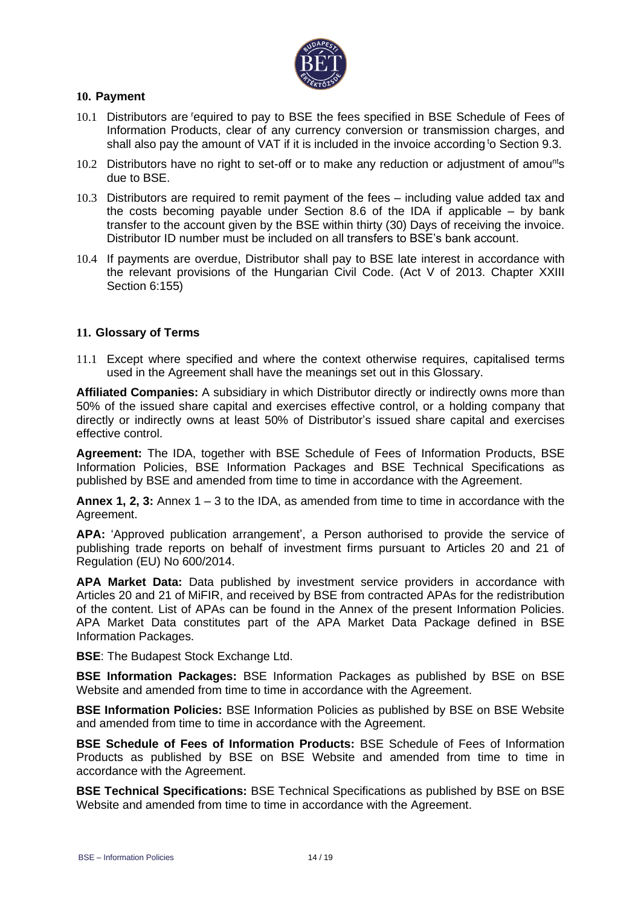## 10. Payment

10.1 Distributors are required to pay to BSE the fees specified in BSE Schedule of Fees of Information Products, clear of any currency conversion or transmission charges, and shall also pay the amount of VAT if it is included in the invoice according to Section 9.3.

10.2 Distributors have no right to set-off or to make any reduction or adjustment of amounts due to BSE.

10.3 Distributors are required to remit payment of the fees – including value added tax and the costs becoming payable under Section 8.6 of the IDA if applicable – by bank transfer to the account given by the BSE within thirty (30) Days of receiving the invoice. Distributor ID number must be included on all transfers to BSE's bank account.

10.4 If payments are overdue, Distributor shall pay to BSE late interest in accordance with the relevant provisions of the Hungarian Civil Code. (Act V of 2013. Chapter XXIII Section 6:155)

## 11. Glossary of Terms

11.1 Except where specified and where the context otherwise requires, capitalised terms used in the Agreement shall have the meanings set out in this Glossary.

**Affiliated Companies:** A subsidiary in which Distributor directly or indirectly owns more than 50% of the issued share capital and exercises effective control, or a holding company that directly or indirectly owns at least 50% of Distributor's issued share capital and exercises effective control.

**Agreement:** The IDA, together with BSE Schedule of Fees of Information Products, BSE Information Policies, BSE Information Packages and BSE Technical Specifications as published by BSE and amended from time to time in accordance with the Agreement.

**Annex 1, 2, 3:** Annex 1 – 3 to the IDA, as amended from time to time in accordance with the Agreement.

**APA:** 'Approved publication arrangement', a Person authorised to provide the service of publishing trade reports on behalf of investment firms pursuant to Articles 20 and 21 of Regulation (EU) No 600/2014.

**APA Market Data:** Data published by investment service providers in accordance with Articles 20 and 21 of MiFIR, and received by BSE from contracted APAs for the redistribution of the content. List of APAs can be found in the Annex of the present Information Policies. APA Market Data constitutes part of the APA Market Data Package defined in BSE Information Packages.

**BSE**: The Budapest Stock Exchange Ltd.

**BSE Information Packages:** BSE Information Packages as published by BSE on BSE Website and amended from time to time in accordance with the Agreement.

**BSE Information Policies:** BSE Information Policies as published by BSE on BSE Website and amended from time to time in accordance with the Agreement.

**BSE Schedule of Fees of Information Products:** BSE Schedule of Fees of Information Products as published by BSE on BSE Website and amended from time to time in accordance with the Agreement.

**BSE Technical Specifications:** BSE Technical Specifications as published by BSE on BSE Website and amended from time to time in accordance with the Agreement.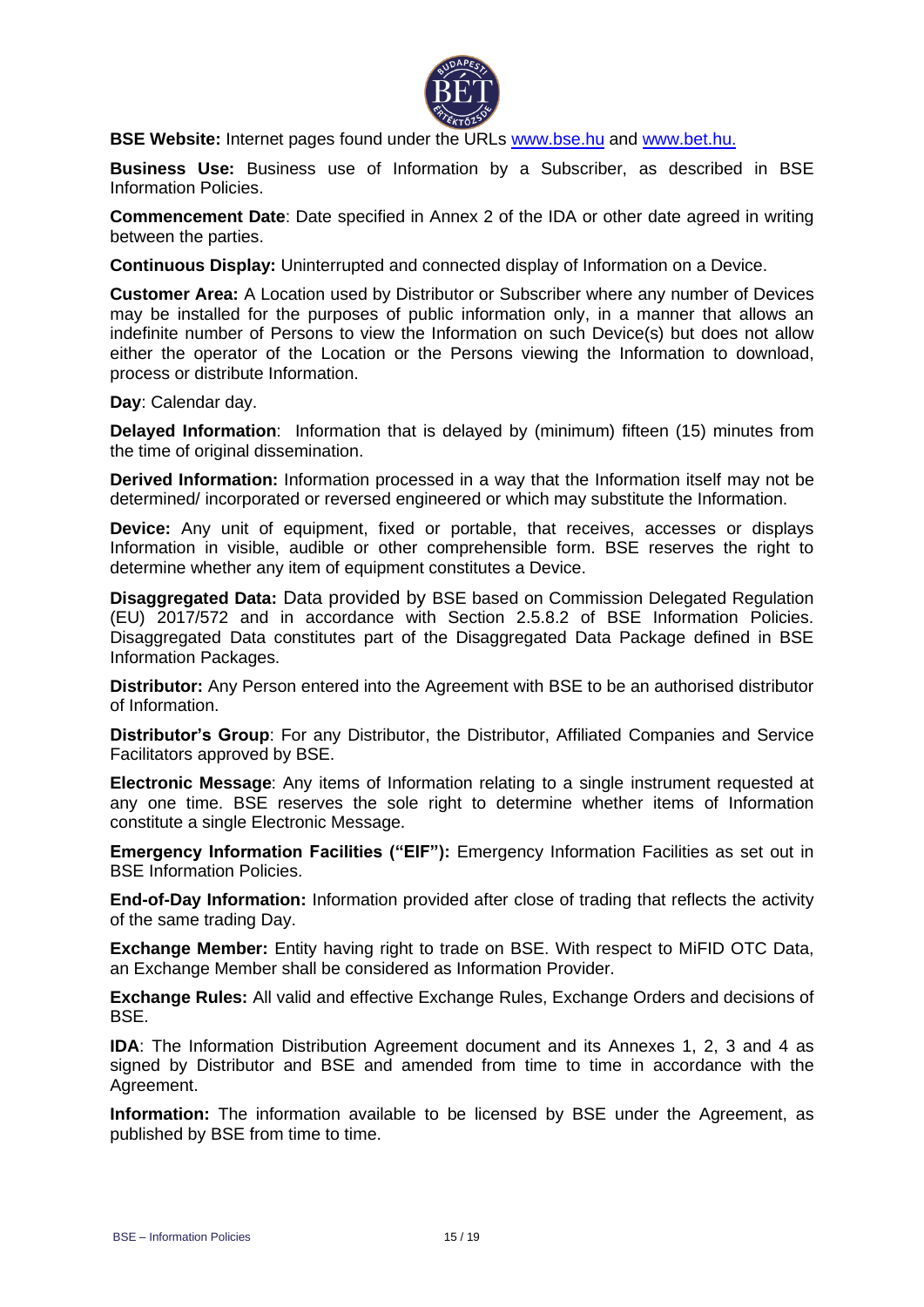**BSE Website:** Internet pages found under the URLs www.bse.hu and www.bet.hu.

**Business Use:** Business use of Information by a Subscriber, as described in BSE Information Policies.

**Commencement Date**: Date specified in Annex 2 of the IDA or other date agreed in writing between the parties.

**Continuous Display:** Uninterrupted and connected display of Information on a Device.

**Customer Area:** A Location used by Distributor or Subscriber where any number of Devices may be installed for the purposes of public information only, in a manner that allows an indefinite number of Persons to view the Information on such Device(s) but does not allow either the operator of the Location or the Persons viewing the Information to download, process or distribute Information.

**Day**: Calendar day.

**Delayed Information**: Information that is delayed by (minimum) fifteen (15) minutes from the time of original dissemination.

**Derived Information:** Information processed in a way that the Information itself may not be determined/ incorporated or reversed engineered or which may substitute the Information.

**Device:** Any unit of equipment, fixed or portable, that receives, accesses or displays Information in visible, audible or other comprehensible form. BSE reserves the right to determine whether any item of equipment constitutes a Device.

**Disaggregated Data:** Data provided by BSE based on Commission Delegated Regulation (EU) 2017/572 and in accordance with Section 2.5.8.2 of BSE Information Policies. Disaggregated Data constitutes part of the Disaggregated Data Package defined in BSE Information Packages.

**Distributor:** Any Person entered into the Agreement with BSE to be an authorised distributor of Information.

**Distributor's Group**: For any Distributor, the Distributor, Affiliated Companies and Service Facilitators approved by BSE.

**Electronic Message**: Any items of Information relating to a single instrument requested at any one time. BSE reserves the sole right to determine whether items of Information constitute a single Electronic Message.

**Emergency Information Facilities ("EIF"):** Emergency Information Facilities as set out in BSE Information Policies.

**End-of-Day Information:** Information provided after close of trading that reflects the activity of the same trading Day.

**Exchange Member:** Entity having right to trade on BSE. With respect to MiFID OTC Data, an Exchange Member shall be considered as Information Provider.

**Exchange Rules:** All valid and effective Exchange Rules, Exchange Orders and decisions of BSE.

**IDA**: The Information Distribution Agreement document and its Annexes 1, 2, 3 and 4 as signed by Distributor and BSE and amended from time to time in accordance with the Agreement.

**Information:** The information available to be licensed by BSE under the Agreement, as published by BSE from time to time.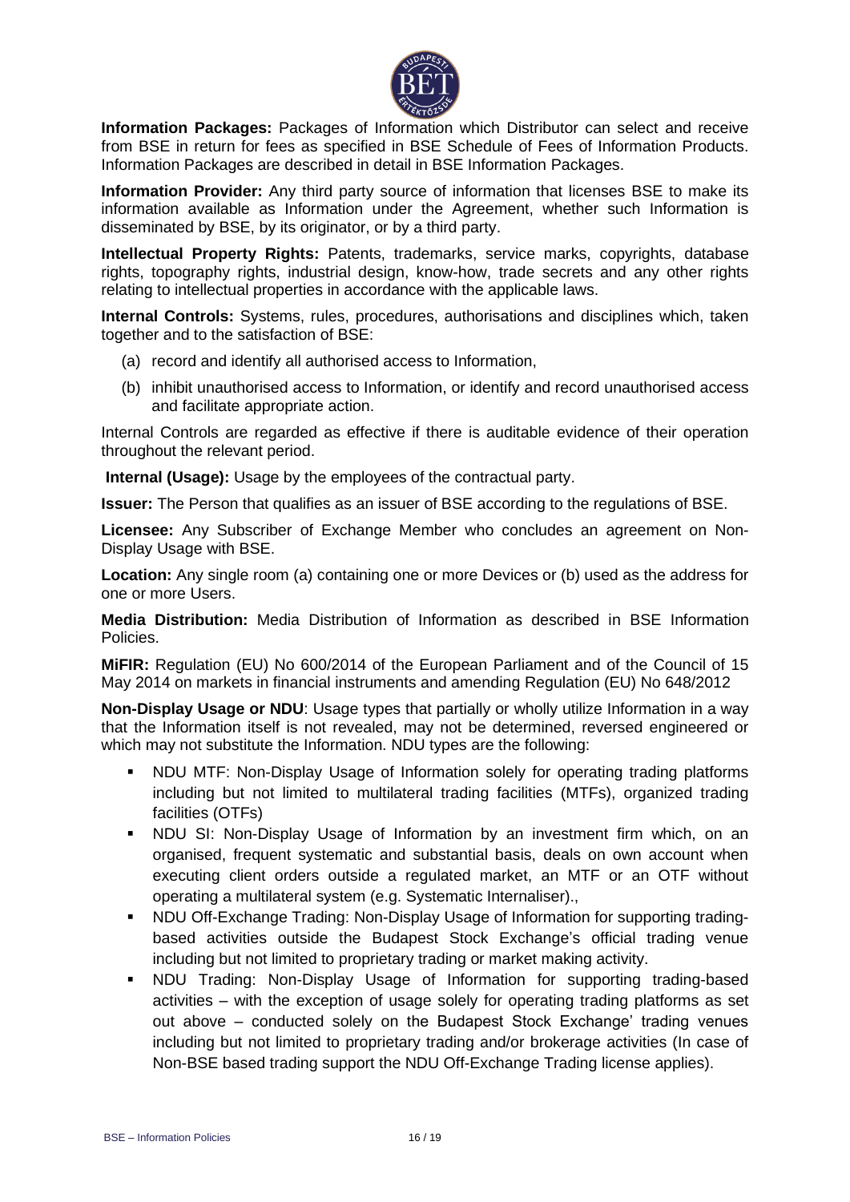**Information Packages:** Packages of Information which Distributor can select and receive from BSE in return for fees as specified in BSE Schedule of Fees of Information Products. Information Packages are described in detail in BSE Information Packages.

**Information Provider:** Any third party source of information that licenses BSE to make its information available as Information under the Agreement, whether such Information is disseminated by BSE, by its originator, or by a third party.

**Intellectual Property Rights:** Patents, trademarks, service marks, copyrights, database rights, topography rights, industrial design, know-how, trade secrets and any other rights relating to intellectual properties in accordance with the applicable laws.

**Internal Controls:** Systems, rules, procedures, authorisations and disciplines which, taken together and to the satisfaction of BSE:

(a) record and identify all authorised access to Information,

(b) inhibit unauthorised access to Information, or identify and record unauthorised access and facilitate appropriate action.

Internal Controls are regarded as effective if there is auditable evidence of their operation throughout the relevant period.

**Internal (Usage):** Usage by the employees of the contractual party.

**Issuer:** The Person that qualifies as an issuer of BSE according to the regulations of BSE.

**Licensee:** Any Subscriber of Exchange Member who concludes an agreement on Non-Display Usage with BSE.

**Location:** Any single room (a) containing one or more Devices or (b) used as the address for one or more Users.

**Media Distribution:** Media Distribution of Information as described in BSE Information Policies.

**MiFIR:** Regulation (EU) No 600/2014 of the European Parliament and of the Council of 15 May 2014 on markets in financial instruments and amending Regulation (EU) No 648/2012

**Non-Display Usage or NDU**: Usage types that partially or wholly utilize Information in a way that the Information itself is not revealed, may not be determined, reversed engineered or which may not substitute the Information. NDU types are the following:

- NDU MTF: Non-Display Usage of Information solely for operating trading platforms including but not limited to multilateral trading facilities (MTFs), organized trading facilities (OTFs)
- NDU SI: Non-Display Usage of Information by an investment firm which, on an organised, frequent systematic and substantial basis, deals on own account when executing client orders outside a regulated market, an MTF or an OTF without operating a multilateral system (e.g. Systematic Internaliser).,
- NDU Off-Exchange Trading: Non-Display Usage of Information for supporting trading-based activities outside the Budapest Stock Exchange's official trading venue including but not limited to proprietary trading or market making activity.
- NDU Trading: Non-Display Usage of Information for supporting trading-based activities – with the exception of usage solely for operating trading platforms as set out above – conducted solely on the Budapest Stock Exchange' trading venues including but not limited to proprietary trading and/or brokerage activities (In case of Non-BSE based trading support the NDU Off-Exchange Trading license applies).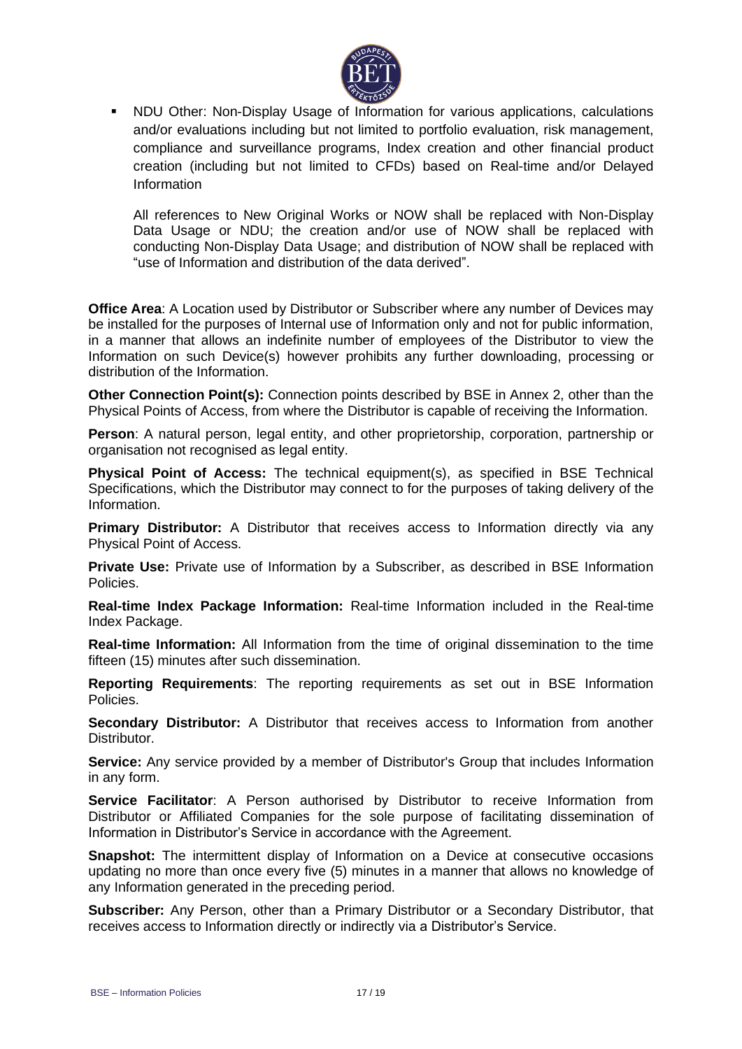- NDU Other: Non-Display Usage of Information for various applications, calculations and/or evaluations including but not limited to portfolio evaluation, risk management, compliance and surveillance programs, Index creation and other financial product creation (including but not limited to CFDs) based on Real-time and/or Delayed Information

  All references to New Original Works or NOW shall be replaced with Non-Display Data Usage or NDU; the creation and/or use of NOW shall be replaced with conducting Non-Display Data Usage; and distribution of NOW shall be replaced with "use of Information and distribution of the data derived".

**Office Area**: A Location used by Distributor or Subscriber where any number of Devices may be installed for the purposes of Internal use of Information only and not for public information, in a manner that allows an indefinite number of employees of the Distributor to view the Information on such Device(s) however prohibits any further downloading, processing or distribution of the Information.

**Other Connection Point(s):** Connection points described by BSE in Annex 2, other than the Physical Points of Access, from where the Distributor is capable of receiving the Information.

**Person**: A natural person, legal entity, and other proprietorship, corporation, partnership or organisation not recognised as legal entity.

**Physical Point of Access:** The technical equipment(s), as specified in BSE Technical Specifications, which the Distributor may connect to for the purposes of taking delivery of the Information.

**Primary Distributor:** A Distributor that receives access to Information directly via any Physical Point of Access.

**Private Use:** Private use of Information by a Subscriber, as described in BSE Information Policies.

**Real-time Index Package Information:** Real-time Information included in the Real-time Index Package.

**Real-time Information:** All Information from the time of original dissemination to the time fifteen (15) minutes after such dissemination.

**Reporting Requirements**: The reporting requirements as set out in BSE Information Policies.

**Secondary Distributor:** A Distributor that receives access to Information from another Distributor.

**Service:** Any service provided by a member of Distributor's Group that includes Information in any form.

**Service Facilitator**: A Person authorised by Distributor to receive Information from Distributor or Affiliated Companies for the sole purpose of facilitating dissemination of Information in Distributor's Service in accordance with the Agreement.

**Snapshot:** The intermittent display of Information on a Device at consecutive occasions updating no more than once every five (5) minutes in a manner that allows no knowledge of any Information generated in the preceding period.

**Subscriber:** Any Person, other than a Primary Distributor or a Secondary Distributor, that receives access to Information directly or indirectly via a Distributor's Service.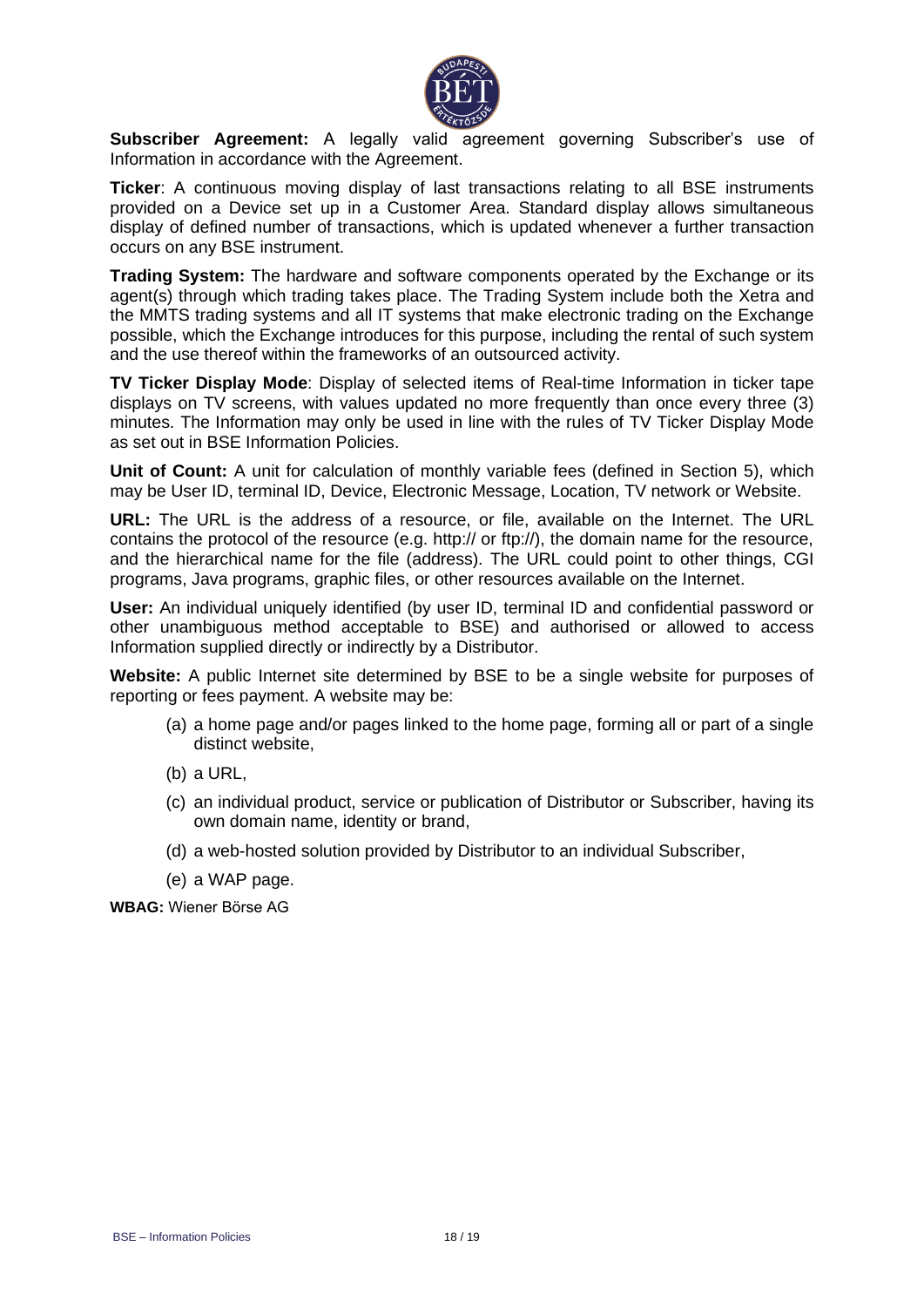**Subscriber Agreement:** A legally valid agreement governing Subscriber's use of Information in accordance with the Agreement.

**Ticker**: A continuous moving display of last transactions relating to all BSE instruments provided on a Device set up in a Customer Area. Standard display allows simultaneous display of defined number of transactions, which is updated whenever a further transaction occurs on any BSE instrument.

**Trading System:** The hardware and software components operated by the Exchange or its agent(s) through which trading takes place. The Trading System include both the Xetra and the MMTS trading systems and all IT systems that make electronic trading on the Exchange possible, which the Exchange introduces for this purpose, including the rental of such system and the use thereof within the frameworks of an outsourced activity.

**TV Ticker Display Mode**: Display of selected items of Real-time Information in ticker tape displays on TV screens, with values updated no more frequently than once every three (3) minutes. The Information may only be used in line with the rules of TV Ticker Display Mode as set out in BSE Information Policies.

**Unit of Count:** A unit for calculation of monthly variable fees (defined in Section 5), which may be User ID, terminal ID, Device, Electronic Message, Location, TV network or Website.

**URL:** The URL is the address of a resource, or file, available on the Internet. The URL contains the protocol of the resource (e.g. http:// or ftp://), the domain name for the resource, and the hierarchical name for the file (address). The URL could point to other things, CGI programs, Java programs, graphic files, or other resources available on the Internet.

**User:** An individual uniquely identified (by user ID, terminal ID and confidential password or other unambiguous method acceptable to BSE) and authorised or allowed to access Information supplied directly or indirectly by a Distributor.

**Website:** A public Internet site determined by BSE to be a single website for purposes of reporting or fees payment. A website may be:

(a) a home page and/or pages linked to the home page, forming all or part of a single distinct website,

(b) a URL,

(c) an individual product, service or publication of Distributor or Subscriber, having its own domain name, identity or brand,

(d) a web-hosted solution provided by Distributor to an individual Subscriber,

(e) a WAP page.

**WBAG:** Wiener Börse AG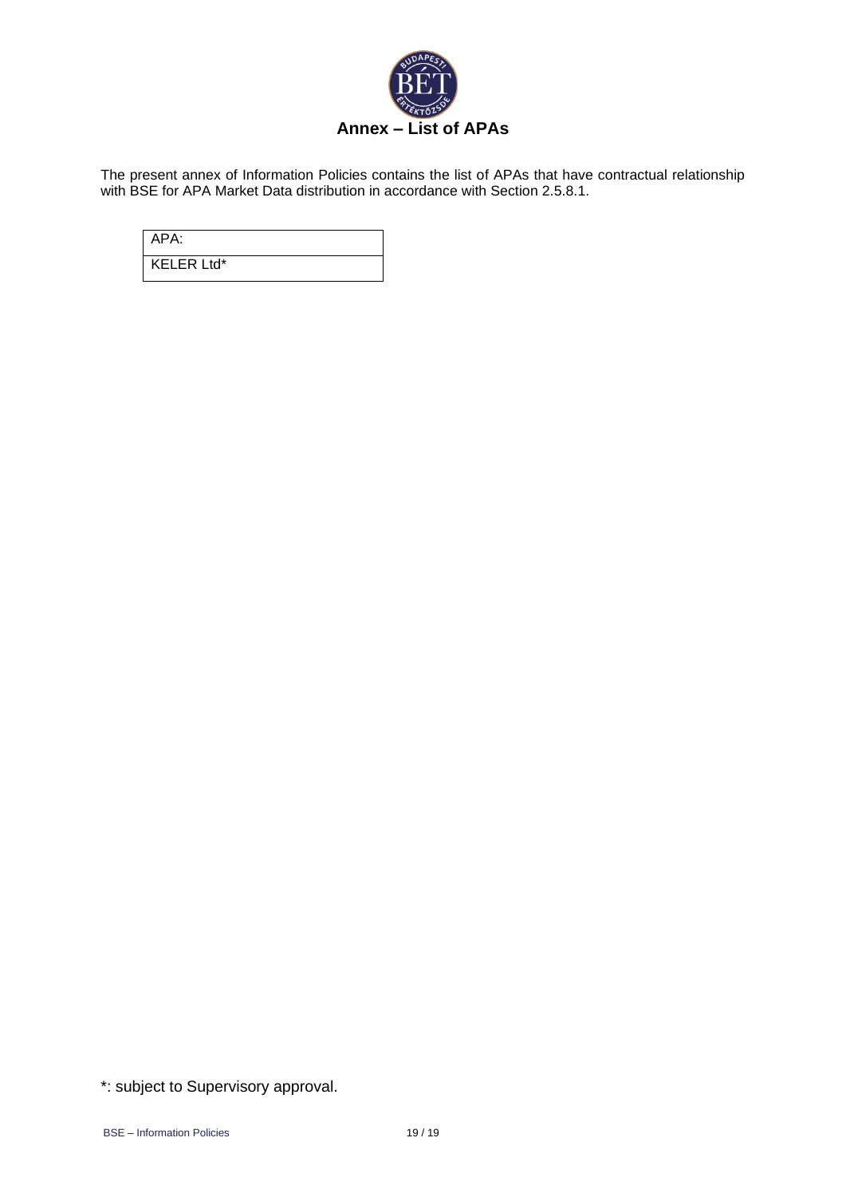# Annex – List of APAs

The present annex of Information Policies contains the list of APAs that have contractual relationship with BSE for APA Market Data distribution in accordance with Section 2.5.8.1.

| APA: |
| --- |
| KELER Ltd* |

*: subject to Supervisory approval.